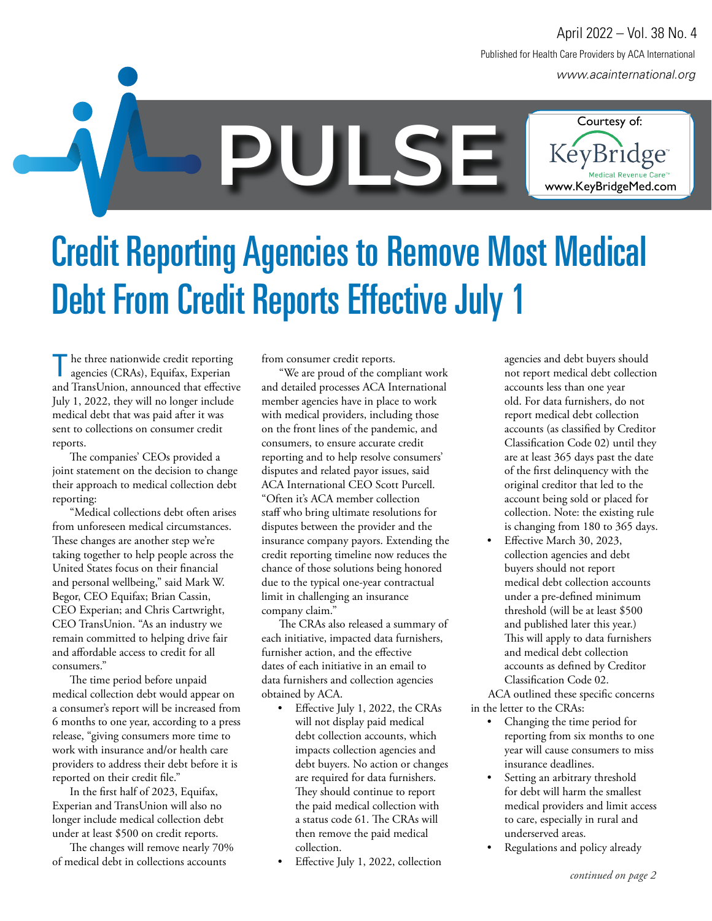# Credit Reporting Agencies to Remove Most Medical Debt From Credit Reports Effective July 1

The three nationwide credit reporting agencies (CRAs), Equifax, Experian and TransUnion, announced that effective July 1, 2022, they will no longer include medical debt that was paid after it was sent to collections on consumer credit reports.

The companies' CEOs provided a joint statement on the decision to change their approach to medical collection debt reporting:

"Medical collections debt often arises from unforeseen medical circumstances. These changes are another step we're taking together to help people across the United States focus on their financial and personal wellbeing," said Mark W. Begor, CEO Equifax; Brian Cassin, CEO Experian; and Chris Cartwright, CEO TransUnion. "As an industry we remain committed to helping drive fair and affordable access to credit for all consumers."

The time period before unpaid medical collection debt would appear on a consumer's report will be increased from 6 months to one year, according to a press release, "giving consumers more time to work with insurance and/or health care providers to address their debt before it is reported on their credit file."

In the first half of 2023, Equifax, Experian and TransUnion will also no longer include medical collection debt under at least $500 on credit reports.

The changes will remove nearly 70% of medical debt in collections accounts from consumer credit reports.

"We are proud of the compliant work and detailed processes ACA International member agencies have in place to work with medical providers, including those on the front lines of the pandemic, and consumers, to ensure accurate credit reporting and to help resolve consumers' disputes and related payor issues, said ACA International CEO Scott Purcell. "Often it's ACA member collection staff who bring ultimate resolutions for disputes between the provider and the insurance company payors. Extending the credit reporting timeline now reduces the chance of those solutions being honored due to the typical one-year contractual limit in challenging an insurance company claim."

The CRAs also released a summary of each initiative, impacted data furnishers, furnisher action, and the effective dates of each initiative in an email to data furnishers and collection agencies obtained by ACA.

- Effective July 1, 2022, the CRAs will not display paid medical debt collection accounts, which impacts collection agencies and debt buyers. No action or changes are required for data furnishers. They should continue to report the paid medical collection with a status code 61. The CRAs will then remove the paid medical collection.
- Effective July 1, 2022, collection agencies and debt buyers should not report medical debt collection accounts less than one year old. For data furnishers, do not report medical debt collection accounts (as classified by Creditor Classification Code 02) until they are at least 365 days past the date of the first delinquency with the original creditor that led to the account being sold or placed for collection. Note: the existing rule is changing from 180 to 365 days.
- Effective March 30, 2023, collection agencies and debt buyers should not report medical debt collection accounts under a pre-defined minimum threshold (will be at least $500 and published later this year.) This will apply to data furnishers and medical debt collection accounts as defined by Creditor Classification Code 02.

ACA outlined these specific concerns in the letter to the CRAs:

- Changing the time period for reporting from six months to one year will cause consumers to miss insurance deadlines.
- Setting an arbitrary threshold for debt will harm the smallest medical providers and limit access to care, especially in rural and underserved areas.
- Regulations and policy already

*continued on page 2*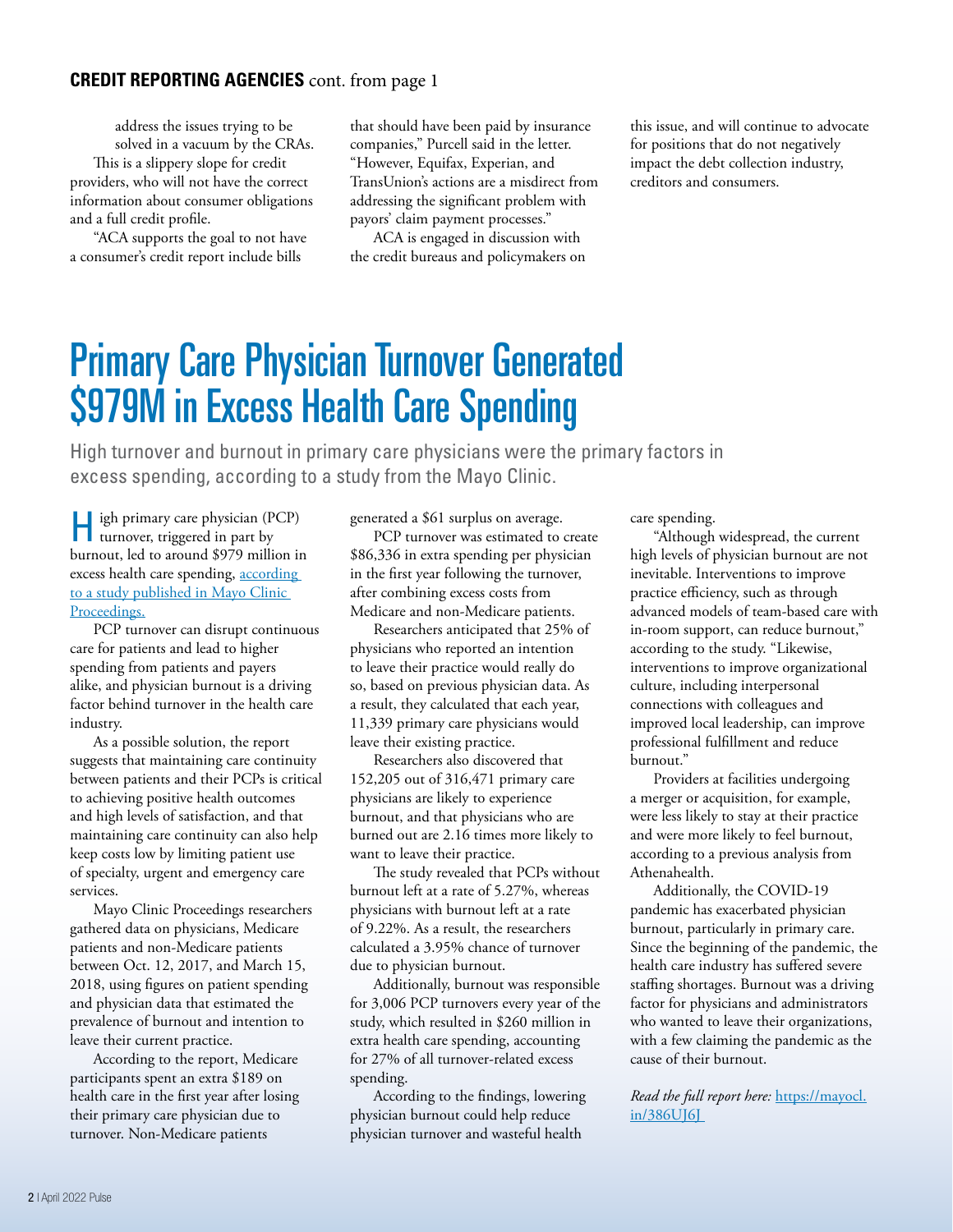**CREDIT REPORTING AGENCIES** cont. from page 1

address the issues trying to be solved in a vacuum by the CRAs.

This is a slippery slope for credit providers, who will not have the correct information about consumer obligations and a full credit profile.

"ACA supports the goal to not have a consumer's credit report include bills that should have been paid by insurance companies," Purcell said in the letter. "However, Equifax, Experian, and TransUnion's actions are a misdirect from addressing the significant problem with payors' claim payment processes."

ACA is engaged in discussion with the credit bureaus and policymakers on this issue, and will continue to advocate for positions that do not negatively impact the debt collection industry, creditors and consumers.

# Primary Care Physician Turnover Generated $979M in Excess Health Care Spending

High turnover and burnout in primary care physicians were the primary factors in excess spending, according to a study from the Mayo Clinic.

High primary care physician (PCP) turnover, triggered in part by burnout, led to around $979 million in excess health care spending, [according to a study published in Mayo Clinic Proceedings.](https://mayocl.in/386UJ6J)

PCP turnover can disrupt continuous care for patients and lead to higher spending from patients and payers alike, and physician burnout is a driving factor behind turnover in the health care industry.

As a possible solution, the report suggests that maintaining care continuity between patients and their PCPs is critical to achieving positive health outcomes and high levels of satisfaction, and that maintaining care continuity can also help keep costs low by limiting patient use of specialty, urgent and emergency care services.

Mayo Clinic Proceedings researchers gathered data on physicians, Medicare patients and non-Medicare patients between Oct. 12, 2017, and March 15, 2018, using figures on patient spending and physician data that estimated the prevalence of burnout and intention to leave their current practice.

According to the report, Medicare participants spent an extra $189 on health care in the first year after losing their primary care physician due to turnover. Non-Medicare patients generated a $61 surplus on average.

PCP turnover was estimated to create $86,336 in extra spending per physician in the first year following the turnover, after combining excess costs from Medicare and non-Medicare patients.

Researchers anticipated that 25% of physicians who reported an intention to leave their practice would really do so, based on previous physician data. As a result, they calculated that each year, 11,339 primary care physicians would leave their existing practice.

Researchers also discovered that 152,205 out of 316,471 primary care physicians are likely to experience burnout, and that physicians who are burned out are 2.16 times more likely to want to leave their practice.

The study revealed that PCPs without burnout left at a rate of 5.27%, whereas physicians with burnout left at a rate of 9.22%. As a result, the researchers calculated a 3.95% chance of turnover due to physician burnout.

Additionally, burnout was responsible for 3,006 PCP turnovers every year of the study, which resulted in $260 million in extra health care spending, accounting for 27% of all turnover-related excess spending.

According to the findings, lowering physician burnout could help reduce physician turnover and wasteful health care spending.

"Although widespread, the current high levels of physician burnout are not inevitable. Interventions to improve practice efficiency, such as through advanced models of team-based care with in-room support, can reduce burnout," according to the study. "Likewise, interventions to improve organizational culture, including interpersonal connections with colleagues and improved local leadership, can improve professional fulfillment and reduce burnout."

Providers at facilities undergoing a merger or acquisition, for example, were less likely to stay at their practice and were more likely to feel burnout, according to a previous analysis from Athenahealth.

Additionally, the COVID-19 pandemic has exacerbated physician burnout, particularly in primary care. Since the beginning of the pandemic, the health care industry has suffered severe staffing shortages. Burnout was a driving factor for physicians and administrators who wanted to leave their organizations, with a few claiming the pandemic as the cause of their burnout.

*Read the full report here:* [https://mayocl.in/386UJ6J](https://mayocl.in/386UJ6J)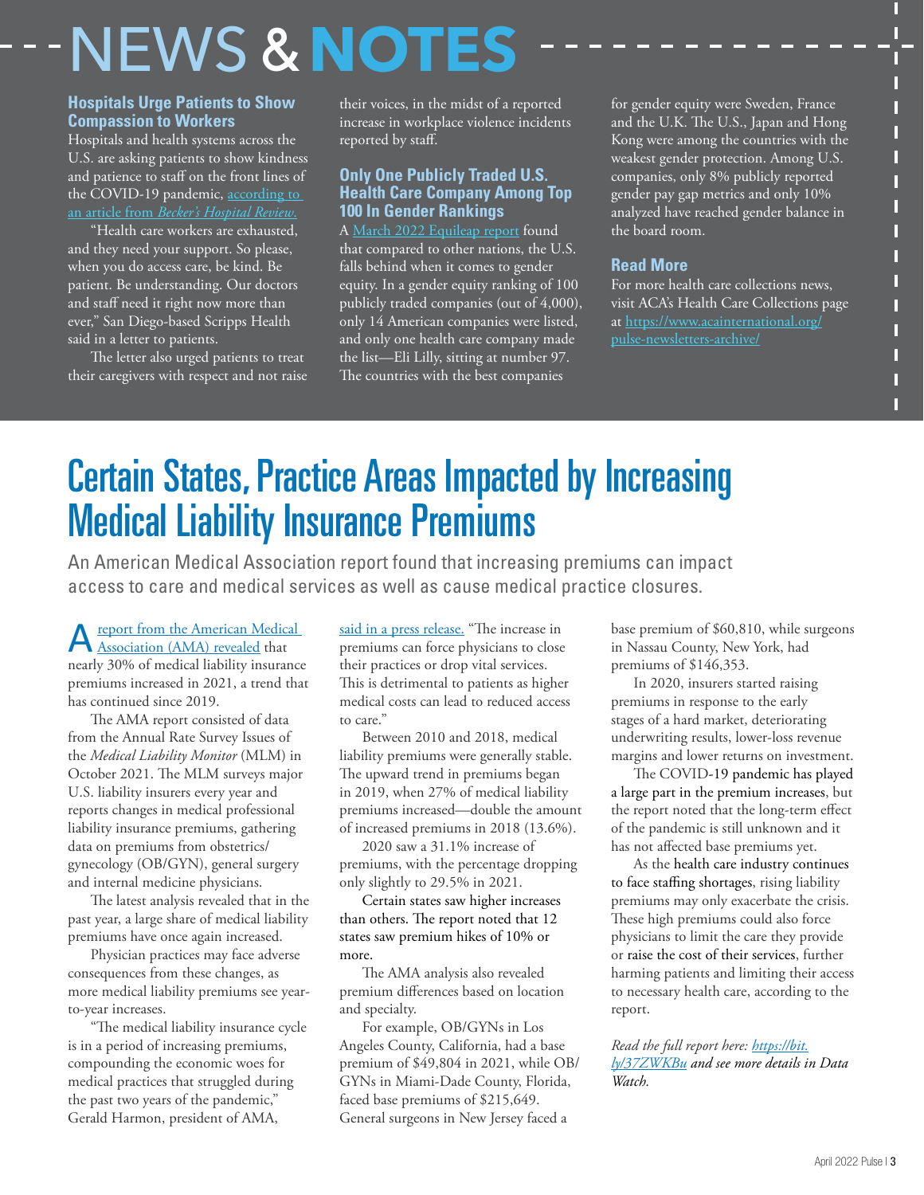# NEWS & NOTES

### Hospitals Urge Patients to Show Compassion to Workers

Hospitals and health systems across the U.S. are asking patients to show kindness and patience to staff on the front lines of the COVID-19 pandemic, according to an article from *Becker's Hospital Review*.

"Health care workers are exhausted, and they need your support. So please, when you do access care, be kind. Be patient. Be understanding. Our doctors and staff need it right now more than ever," San Diego-based Scripps Health said in a letter to patients.

The letter also urged patients to treat their caregivers with respect and not raise their voices, in the midst of a reported increase in workplace violence incidents reported by staff.

### Only One Publicly Traded U.S. Health Care Company Among Top 100 In Gender Rankings

A March 2022 Equileap report found that compared to other nations, the U.S. falls behind when it comes to gender equity. In a gender equity ranking of 100 publicly traded companies (out of 4,000), only 14 American companies were listed, and only one health care company made the list—Eli Lilly, sitting at number 97. The countries with the best companies for gender equity were Sweden, France and the U.K. The U.S., Japan and Hong Kong were among the countries with the weakest gender protection. Among U.S. companies, only 8% publicly reported gender pay gap metrics and only 10% analyzed have reached gender balance in the board room.

### Read More

For more health care collections news, visit ACA's Health Care Collections page at https://www.acainternational.org/pulse-newsletters-archive/

# Certain States, Practice Areas Impacted by Increasing Medical Liability Insurance Premiums

An American Medical Association report found that increasing premiums can impact access to care and medical services as well as cause medical practice closures.

A report from the American Medical Association (AMA) revealed that nearly 30% of medical liability insurance premiums increased in 2021, a trend that has continued since 2019.

The AMA report consisted of data from the Annual Rate Survey Issues of the *Medical Liability Monitor* (MLM) in October 2021. The MLM surveys major U.S. liability insurers every year and reports changes in medical professional liability insurance premiums, gathering data on premiums from obstetrics/gynecology (OB/GYN), general surgery and internal medicine physicians.

The latest analysis revealed that in the past year, a large share of medical liability premiums have once again increased.

Physician practices may face adverse consequences from these changes, as more medical liability premiums see year-to-year increases.

"The medical liability insurance cycle is in a period of increasing premiums, compounding the economic woes for medical practices that struggled during the past two years of the pandemic," Gerald Harmon, president of AMA, said in a press release. "The increase in premiums can force physicians to close their practices or drop vital services. This is detrimental to patients as higher medical costs can lead to reduced access to care."

Between 2010 and 2018, medical liability premiums were generally stable. The upward trend in premiums began in 2019, when 27% of medical liability premiums increased—double the amount of increased premiums in 2018 (13.6%).

2020 saw a 31.1% increase of premiums, with the percentage dropping only slightly to 29.5% in 2021.

Certain states saw higher increases than others. The report noted that 12 states saw premium hikes of 10% or more.

The AMA analysis also revealed premium differences based on location and specialty.

For example, OB/GYNs in Los Angeles County, California, had a base premium of $49,804 in 2021, while OB/GYNs in Miami-Dade County, Florida, faced base premiums of $215,649. General surgeons in New Jersey faced a base premium of $60,810, while surgeons in Nassau County, New York, had premiums of $146,353.

In 2020, insurers started raising premiums in response to the early stages of a hard market, deteriorating underwriting results, lower-loss revenue margins and lower returns on investment.

The COVID-19 pandemic has played a large part in the premium increases, but the report noted that the long-term effect of the pandemic is still unknown and it has not affected base premiums yet.

As the health care industry continues to face staffing shortages, rising liability premiums may only exacerbate the crisis. These high premiums could also force physicians to limit the care they provide or raise the cost of their services, further harming patients and limiting their access to necessary health care, according to the report.

*Read the full report here: https://bit.ly/37ZWKBu and see more details in Data Watch.*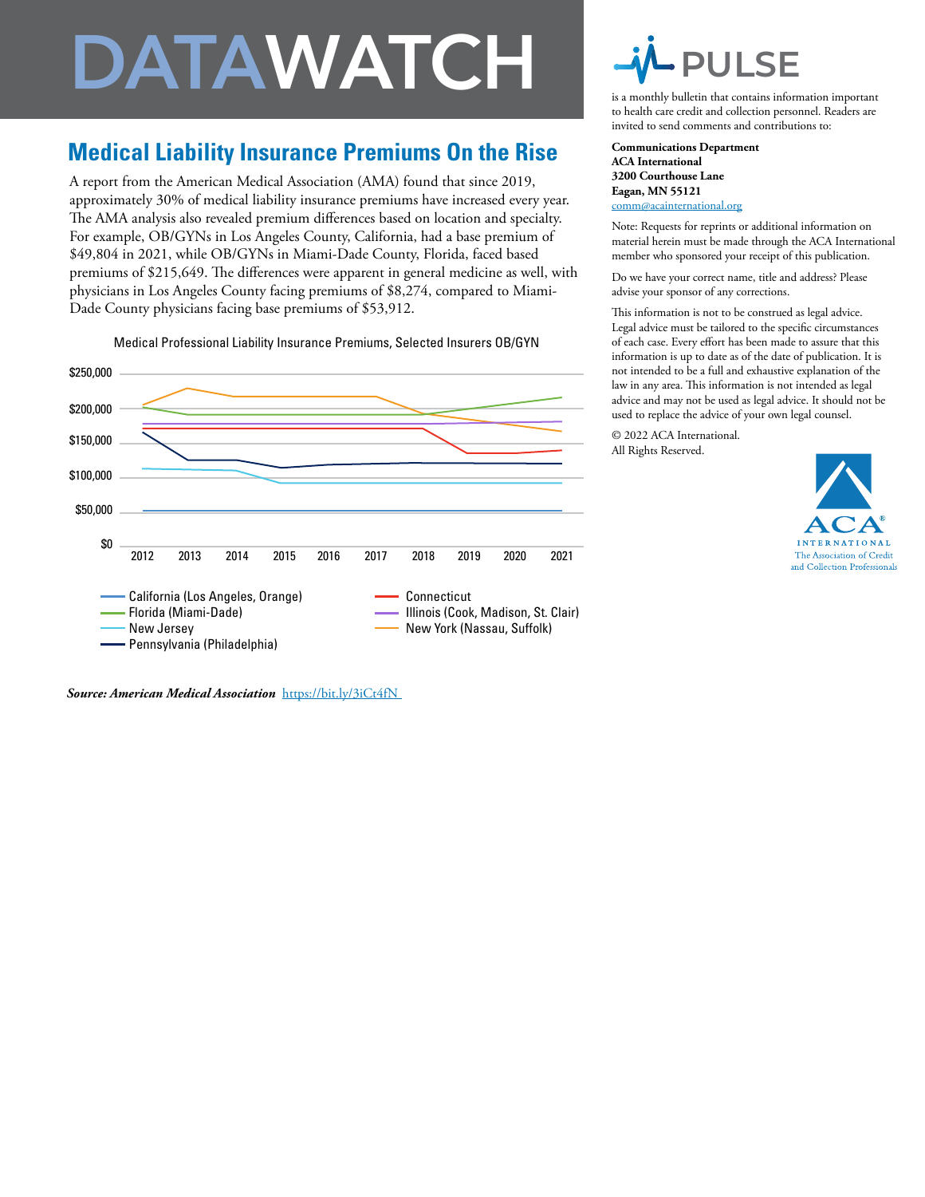# DATAWATCH

## Medical Liability Insurance Premiums On the Rise

A report from the American Medical Association (AMA) found that since 2019, approximately 30% of medical liability insurance premiums have increased every year. The AMA analysis also revealed premium differences based on location and specialty. For example, OB/GYNs in Los Angeles County, California, had a base premium of $49,804 in 2021, while OB/GYNs in Miami-Dade County, Florida, faced based premiums of $215,649. The differences were apparent in general medicine as well, with physicians in Los Angeles County facing premiums of $8,274, compared to Miami-Dade County physicians facing base premiums of $53,912.

Medical Professional Liability Insurance Premiums, Selected Insurers OB/GYN

$250,000
$200,000
$150,000
$100,000
$50,000
$0

2012 2013 2014 2015 2016 2017 2018 2019 2020 2021

California (Los Angeles, Orange)
Connecticut
Florida (Miami-Dade)
Illinois (Cook, Madison, St. Clair)
New Jersey
New York (Nassau, Suffolk)
Pennsylvania (Philadelphia)

***Source: American Medical Association*** https://bit.ly/3iCt4fN

# PULSE

is a monthly bulletin that contains information important to health care credit and collection personnel. Readers are invited to send comments and contributions to:

**Communications Department**
**ACA International**
**3200 Courthouse Lane**
**Eagan, MN 55121**
comm@acainternational.org

Note: Requests for reprints or additional information on material herein must be made through the ACA International member who sponsored your receipt of this publication.

Do we have your correct name, title and address? Please advise your sponsor of any corrections.

This information is not to be construed as legal advice. Legal advice must be tailored to the specific circumstances of each case. Every effort has been made to assure that this information is up to date as of the date of publication. It is not intended to be a full and exhaustive explanation of the law in any area. This information is not intended as legal advice and may not be used as legal advice. It should not be used to replace the advice of your own legal counsel.

© 2022 ACA International.
All Rights Reserved.

ACA® INTERNATIONAL
The Association of Credit and Collection Professionals